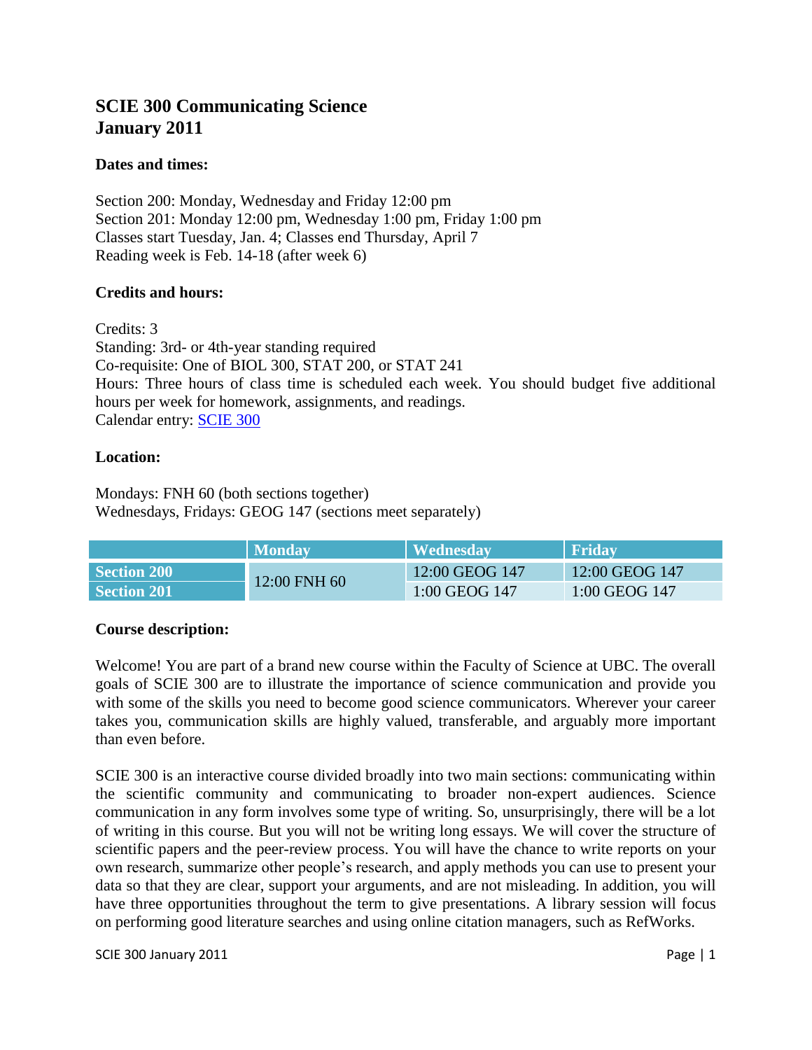# SCIE 300 Communicating Science
# January 2011

**Dates and times:**

Section 200: Monday, Wednesday and Friday 12:00 pm
Section 201: Monday 12:00 pm, Wednesday 1:00 pm, Friday 1:00 pm
Classes start Tuesday, Jan. 4; Classes end Thursday, April 7
Reading week is Feb. 14-18 (after week 6)

**Credits and hours:**

Credits: 3
Standing: 3rd- or 4th-year standing required
Co-requisite: One of BIOL 300, STAT 200, or STAT 241
Hours: Three hours of class time is scheduled each week. You should budget five additional hours per week for homework, assignments, and readings.
Calendar entry: SCIE 300

**Location:**

Mondays: FNH 60 (both sections together)
Wednesdays, Fridays: GEOG 147 (sections meet separately)

| | Monday | Wednesday | Friday |
|---|---|---|---|
| **Section 200** | 12:00 FNH 60 | 12:00 GEOG 147 | 12:00 GEOG 147 |
| **Section 201** | | 1:00 GEOG 147 | 1:00 GEOG 147 |

**Course description:**

Welcome! You are part of a brand new course within the Faculty of Science at UBC. The overall goals of SCIE 300 are to illustrate the importance of science communication and provide you with some of the skills you need to become good science communicators. Wherever your career takes you, communication skills are highly valued, transferable, and arguably more important than even before.

SCIE 300 is an interactive course divided broadly into two main sections: communicating within the scientific community and communicating to broader non-expert audiences. Science communication in any form involves some type of writing. So, unsurprisingly, there will be a lot of writing in this course. But you will not be writing long essays. We will cover the structure of scientific papers and the peer-review process. You will have the chance to write reports on your own research, summarize other people's research, and apply methods you can use to present your data so that they are clear, support your arguments, and are not misleading. In addition, you will have three opportunities throughout the term to give presentations. A library session will focus on performing good literature searches and using online citation managers, such as RefWorks.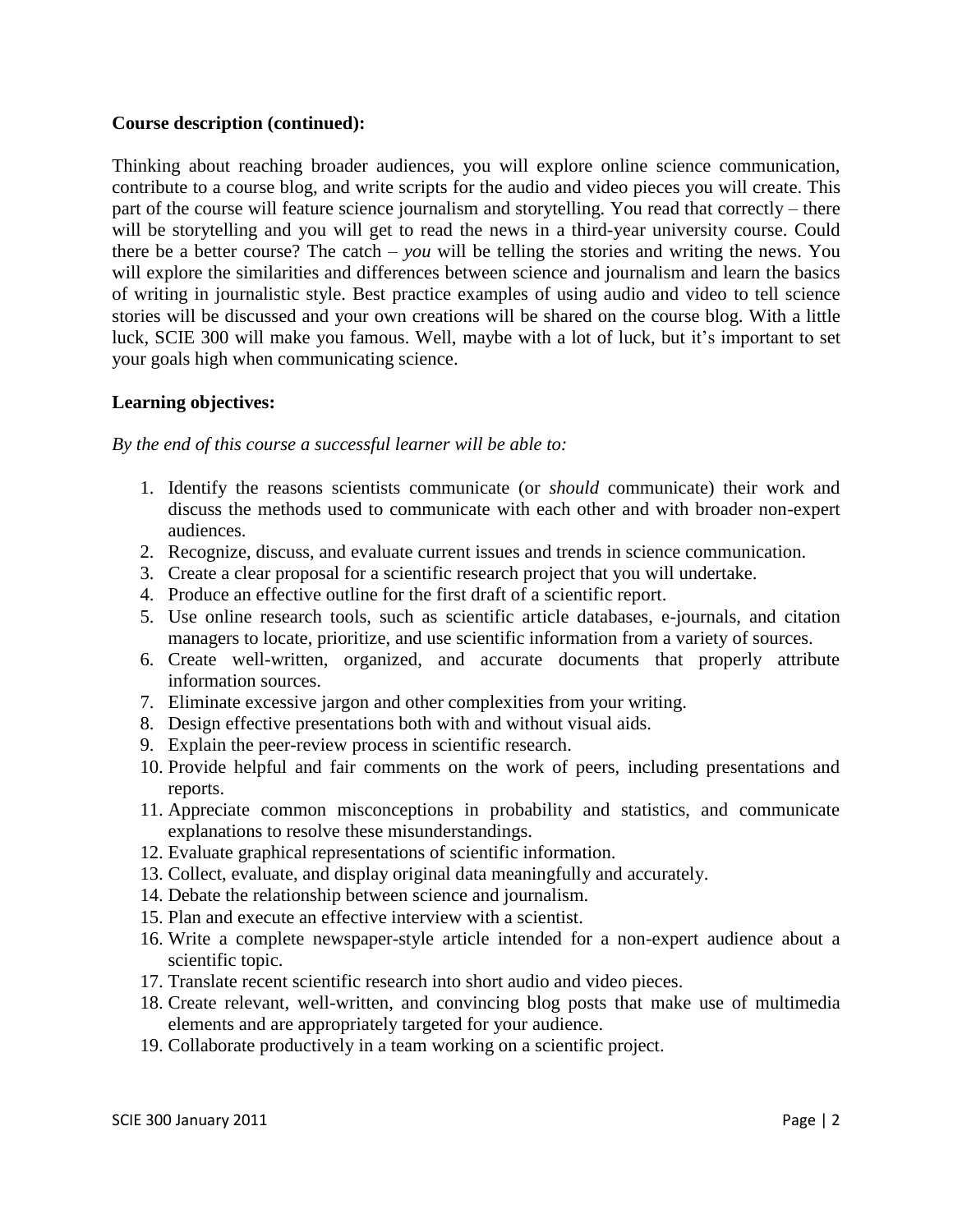**Course description (continued):**

Thinking about reaching broader audiences, you will explore online science communication, contribute to a course blog, and write scripts for the audio and video pieces you will create. This part of the course will feature science journalism and storytelling. You read that correctly – there will be storytelling and you will get to read the news in a third-year university course. Could there be a better course? The catch – *you* will be telling the stories and writing the news. You will explore the similarities and differences between science and journalism and learn the basics of writing in journalistic style. Best practice examples of using audio and video to tell science stories will be discussed and your own creations will be shared on the course blog. With a little luck, SCIE 300 will make you famous. Well, maybe with a lot of luck, but it's important to set your goals high when communicating science.

**Learning objectives:**

*By the end of this course a successful learner will be able to:*

1. Identify the reasons scientists communicate (or *should* communicate) their work and discuss the methods used to communicate with each other and with broader non-expert audiences.
2. Recognize, discuss, and evaluate current issues and trends in science communication.
3. Create a clear proposal for a scientific research project that you will undertake.
4. Produce an effective outline for the first draft of a scientific report.
5. Use online research tools, such as scientific article databases, e-journals, and citation managers to locate, prioritize, and use scientific information from a variety of sources.
6. Create well-written, organized, and accurate documents that properly attribute information sources.
7. Eliminate excessive jargon and other complexities from your writing.
8. Design effective presentations both with and without visual aids.
9. Explain the peer-review process in scientific research.
10. Provide helpful and fair comments on the work of peers, including presentations and reports.
11. Appreciate common misconceptions in probability and statistics, and communicate explanations to resolve these misunderstandings.
12. Evaluate graphical representations of scientific information.
13. Collect, evaluate, and display original data meaningfully and accurately.
14. Debate the relationship between science and journalism.
15. Plan and execute an effective interview with a scientist.
16. Write a complete newspaper-style article intended for a non-expert audience about a scientific topic.
17. Translate recent scientific research into short audio and video pieces.
18. Create relevant, well-written, and convincing blog posts that make use of multimedia elements and are appropriately targeted for your audience.
19. Collaborate productively in a team working on a scientific project.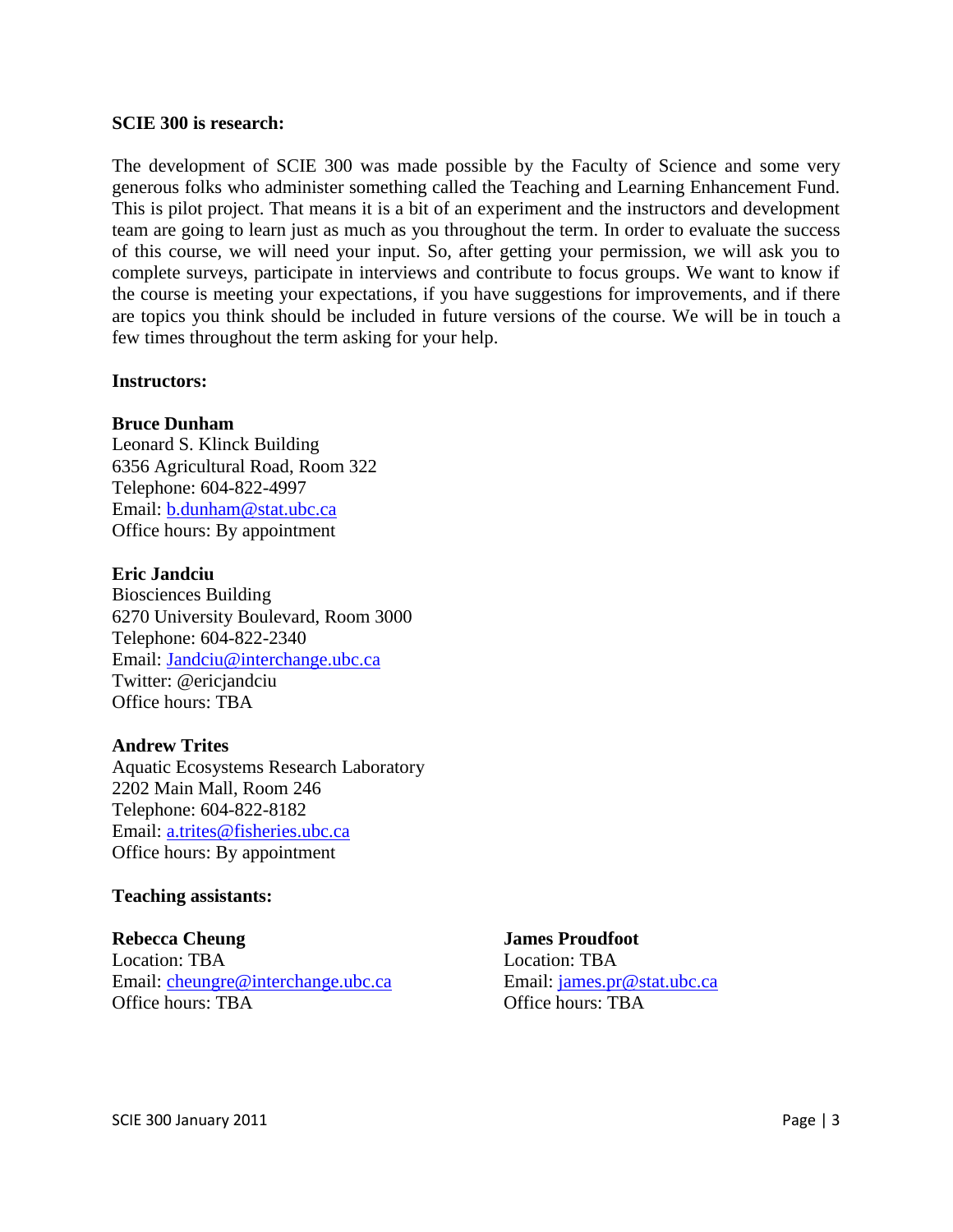**SCIE 300 is research:**

The development of SCIE 300 was made possible by the Faculty of Science and some very generous folks who administer something called the Teaching and Learning Enhancement Fund. This is pilot project. That means it is a bit of an experiment and the instructors and development team are going to learn just as much as you throughout the term. In order to evaluate the success of this course, we will need your input. So, after getting your permission, we will ask you to complete surveys, participate in interviews and contribute to focus groups. We want to know if the course is meeting your expectations, if you have suggestions for improvements, and if there are topics you think should be included in future versions of the course. We will be in touch a few times throughout the term asking for your help.

**Instructors:**

**Bruce Dunham**
Leonard S. Klinck Building
6356 Agricultural Road, Room 322
Telephone: 604-822-4997
Email: b.dunham@stat.ubc.ca
Office hours: By appointment

**Eric Jandciu**
Biosciences Building
6270 University Boulevard, Room 3000
Telephone: 604-822-2340
Email: Jandciu@interchange.ubc.ca
Twitter: @ericjandciu
Office hours: TBA

**Andrew Trites**
Aquatic Ecosystems Research Laboratory
2202 Main Mall, Room 246
Telephone: 604-822-8182
Email: a.trites@fisheries.ubc.ca
Office hours: By appointment

**Teaching assistants:**

**Rebecca Cheung**
Location: TBA
Email: cheungre@interchange.ubc.ca
Office hours: TBA

**James Proudfoot**
Location: TBA
Email: james.pr@stat.ubc.ca
Office hours: TBA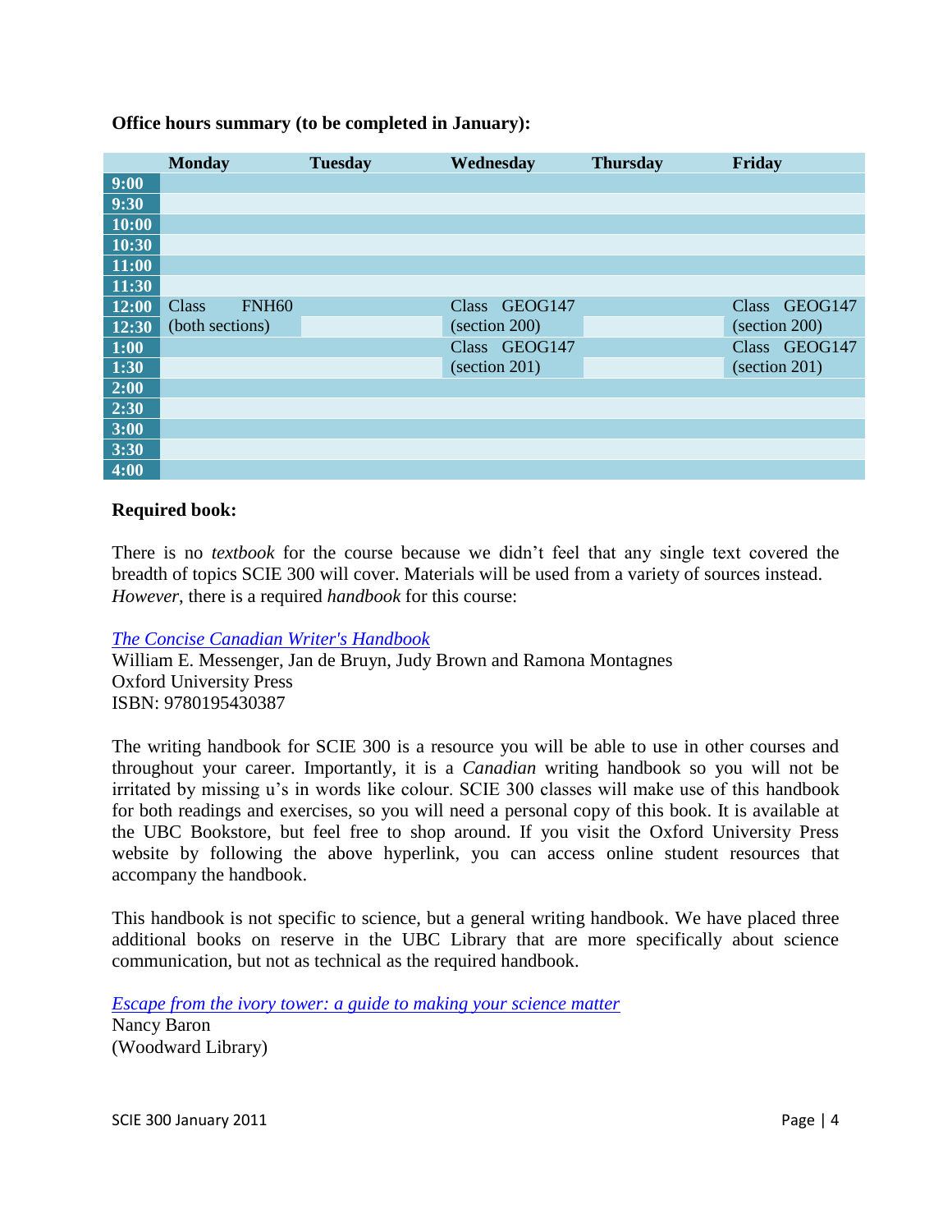**Office hours summary (to be completed in January):**

| | Monday | Tuesday | Wednesday | Thursday | Friday |
|---|---|---|---|---|---|
| **9:00** | | | | | |
| **9:30** | | | | | |
| **10:00** | | | | | |
| **10:30** | | | | | |
| **11:00** | | | | | |
| **11:30** | | | | | |
| **12:00** | Class FNH60 | | Class GEOG147 | | Class GEOG147 |
| **12:30** | (both sections) | | (section 200) | | (section 200) |
| **1:00** | | | Class GEOG147 | | Class GEOG147 |
| **1:30** | | | (section 201) | | (section 201) |
| **2:00** | | | | | |
| **2:30** | | | | | |
| **3:00** | | | | | |
| **3:30** | | | | | |
| **4:00** | | | | | |

**Required book:**

There is no *textbook* for the course because we didn't feel that any single text covered the breadth of topics SCIE 300 will cover. Materials will be used from a variety of sources instead. *However*, there is a required *handbook* for this course:

*The Concise Canadian Writer's Handbook*
William E. Messenger, Jan de Bruyn, Judy Brown and Ramona Montagnes
Oxford University Press
ISBN: 9780195430387

The writing handbook for SCIE 300 is a resource you will be able to use in other courses and throughout your career. Importantly, it is a *Canadian* writing handbook so you will not be irritated by missing u's in words like colour. SCIE 300 classes will make use of this handbook for both readings and exercises, so you will need a personal copy of this book. It is available at the UBC Bookstore, but feel free to shop around. If you visit the Oxford University Press website by following the above hyperlink, you can access online student resources that accompany the handbook.

This handbook is not specific to science, but a general writing handbook. We have placed three additional books on reserve in the UBC Library that are more specifically about science communication, but not as technical as the required handbook.

*Escape from the ivory tower: a guide to making your science matter*
Nancy Baron
(Woodward Library)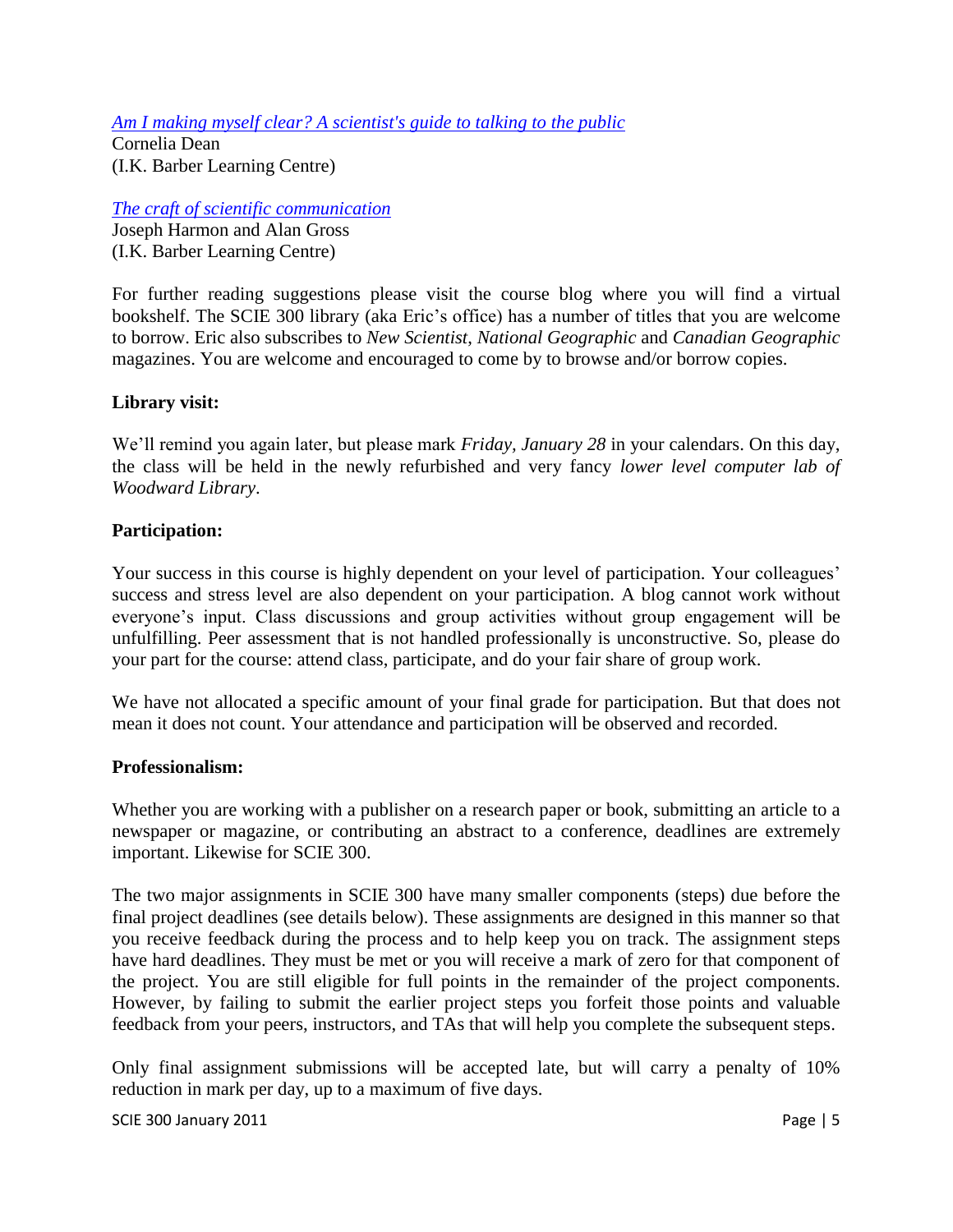[*Am I making myself clear? A scientist's guide to talking to the public*](#)
Cornelia Dean
(I.K. Barber Learning Centre)

[*The craft of scientific communication*](#)
Joseph Harmon and Alan Gross
(I.K. Barber Learning Centre)

For further reading suggestions please visit the course blog where you will find a virtual bookshelf. The SCIE 300 library (aka Eric's office) has a number of titles that you are welcome to borrow. Eric also subscribes to *New Scientist*, *National Geographic* and *Canadian Geographic* magazines. You are welcome and encouraged to come by to browse and/or borrow copies.

**Library visit:**

We'll remind you again later, but please mark *Friday, January 28* in your calendars. On this day, the class will be held in the newly refurbished and very fancy *lower level computer lab of Woodward Library*.

**Participation:**

Your success in this course is highly dependent on your level of participation. Your colleagues' success and stress level are also dependent on your participation. A blog cannot work without everyone's input. Class discussions and group activities without group engagement will be unfulfilling. Peer assessment that is not handled professionally is unconstructive. So, please do your part for the course: attend class, participate, and do your fair share of group work.

We have not allocated a specific amount of your final grade for participation. But that does not mean it does not count. Your attendance and participation will be observed and recorded.

**Professionalism:**

Whether you are working with a publisher on a research paper or book, submitting an article to a newspaper or magazine, or contributing an abstract to a conference, deadlines are extremely important. Likewise for SCIE 300.

The two major assignments in SCIE 300 have many smaller components (steps) due before the final project deadlines (see details below). These assignments are designed in this manner so that you receive feedback during the process and to help keep you on track. The assignment steps have hard deadlines. They must be met or you will receive a mark of zero for that component of the project. You are still eligible for full points in the remainder of the project components. However, by failing to submit the earlier project steps you forfeit those points and valuable feedback from your peers, instructors, and TAs that will help you complete the subsequent steps.

Only final assignment submissions will be accepted late, but will carry a penalty of 10% reduction in mark per day, up to a maximum of five days.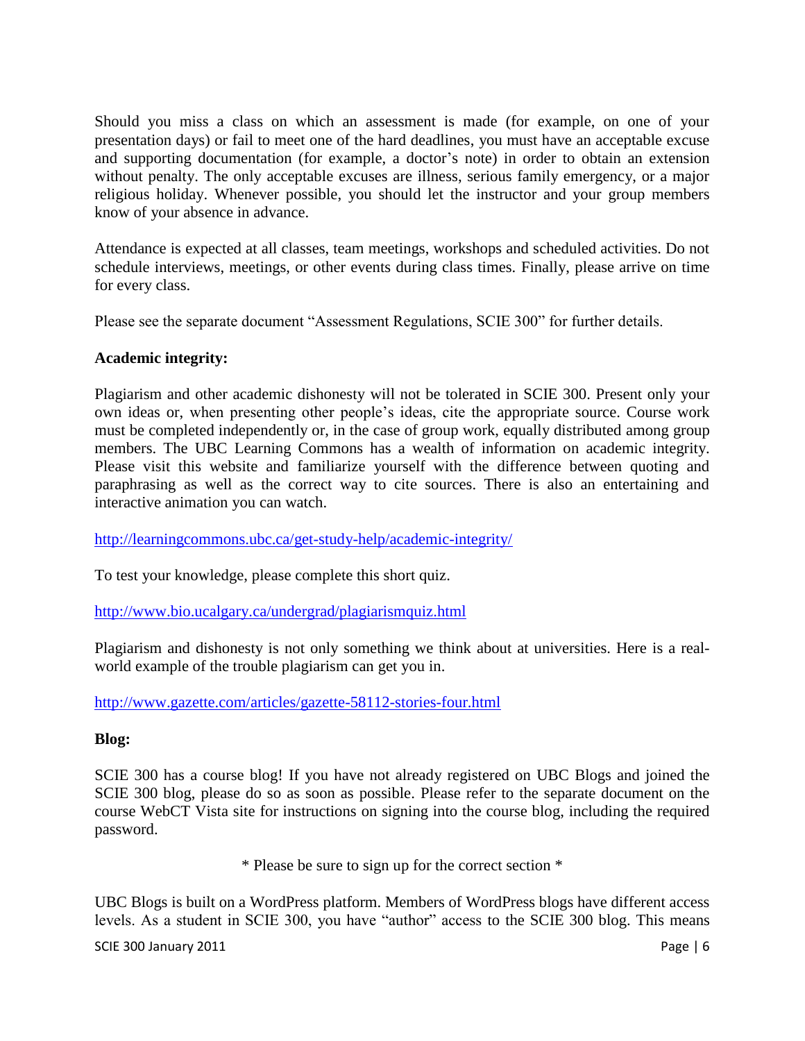Should you miss a class on which an assessment is made (for example, on one of your presentation days) or fail to meet one of the hard deadlines, you must have an acceptable excuse and supporting documentation (for example, a doctor's note) in order to obtain an extension without penalty. The only acceptable excuses are illness, serious family emergency, or a major religious holiday. Whenever possible, you should let the instructor and your group members know of your absence in advance.

Attendance is expected at all classes, team meetings, workshops and scheduled activities. Do not schedule interviews, meetings, or other events during class times. Finally, please arrive on time for every class.

Please see the separate document "Assessment Regulations, SCIE 300" for further details.

**Academic integrity:**

Plagiarism and other academic dishonesty will not be tolerated in SCIE 300. Present only your own ideas or, when presenting other people's ideas, cite the appropriate source. Course work must be completed independently or, in the case of group work, equally distributed among group members. The UBC Learning Commons has a wealth of information on academic integrity. Please visit this website and familiarize yourself with the difference between quoting and paraphrasing as well as the correct way to cite sources. There is also an entertaining and interactive animation you can watch.

http://learningcommons.ubc.ca/get-study-help/academic-integrity/

To test your knowledge, please complete this short quiz.

http://www.bio.ucalgary.ca/undergrad/plagiarismquiz.html

Plagiarism and dishonesty is not only something we think about at universities. Here is a real-world example of the trouble plagiarism can get you in.

http://www.gazette.com/articles/gazette-58112-stories-four.html

**Blog:**

SCIE 300 has a course blog! If you have not already registered on UBC Blogs and joined the SCIE 300 blog, please do so as soon as possible. Please refer to the separate document on the course WebCT Vista site for instructions on signing into the course blog, including the required password.

\* Please be sure to sign up for the correct section \*

UBC Blogs is built on a WordPress platform. Members of WordPress blogs have different access levels. As a student in SCIE 300, you have "author" access to the SCIE 300 blog. This means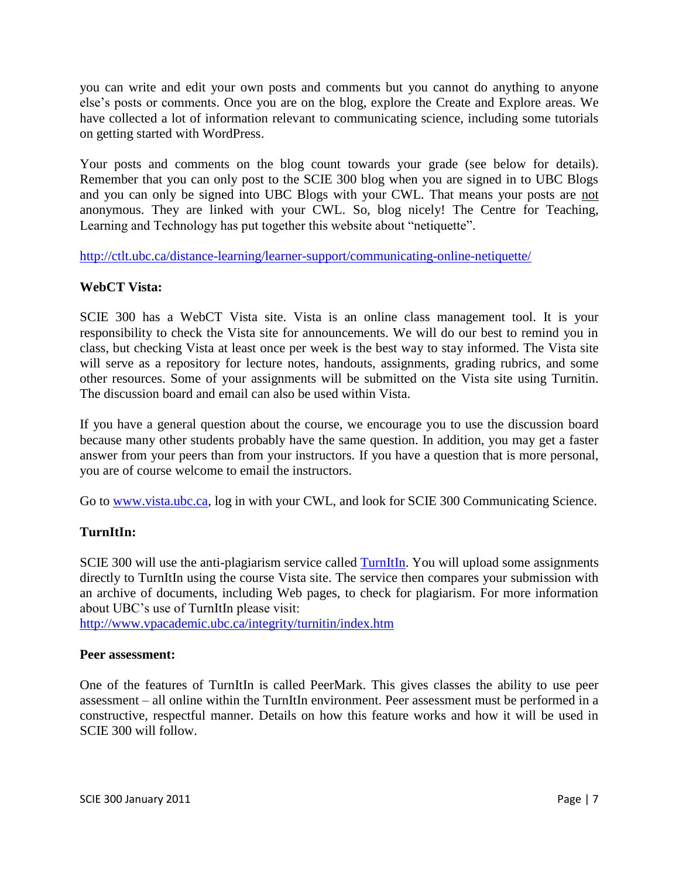you can write and edit your own posts and comments but you cannot do anything to anyone else's posts or comments. Once you are on the blog, explore the Create and Explore areas. We have collected a lot of information relevant to communicating science, including some tutorials on getting started with WordPress.

Your posts and comments on the blog count towards your grade (see below for details). Remember that you can only post to the SCIE 300 blog when you are signed in to UBC Blogs and you can only be signed into UBC Blogs with your CWL. That means your posts are not anonymous. They are linked with your CWL. So, blog nicely! The Centre for Teaching, Learning and Technology has put together this website about "netiquette".

http://ctlt.ubc.ca/distance-learning/learner-support/communicating-online-netiquette/

**WebCT Vista:**

SCIE 300 has a WebCT Vista site. Vista is an online class management tool. It is your responsibility to check the Vista site for announcements. We will do our best to remind you in class, but checking Vista at least once per week is the best way to stay informed. The Vista site will serve as a repository for lecture notes, handouts, assignments, grading rubrics, and some other resources. Some of your assignments will be submitted on the Vista site using Turnitin. The discussion board and email can also be used within Vista.

If you have a general question about the course, we encourage you to use the discussion board because many other students probably have the same question. In addition, you may get a faster answer from your peers than from your instructors. If you have a question that is more personal, you are of course welcome to email the instructors.

Go to www.vista.ubc.ca, log in with your CWL, and look for SCIE 300 Communicating Science.

**TurnItIn:**

SCIE 300 will use the anti-plagiarism service called TurnItIn. You will upload some assignments directly to TurnItIn using the course Vista site. The service then compares your submission with an archive of documents, including Web pages, to check for plagiarism. For more information about UBC's use of TurnItIn please visit:
http://www.vpacademic.ubc.ca/integrity/turnitin/index.htm

**Peer assessment:**

One of the features of TurnItIn is called PeerMark. This gives classes the ability to use peer assessment – all online within the TurnItIn environment. Peer assessment must be performed in a constructive, respectful manner. Details on how this feature works and how it will be used in SCIE 300 will follow.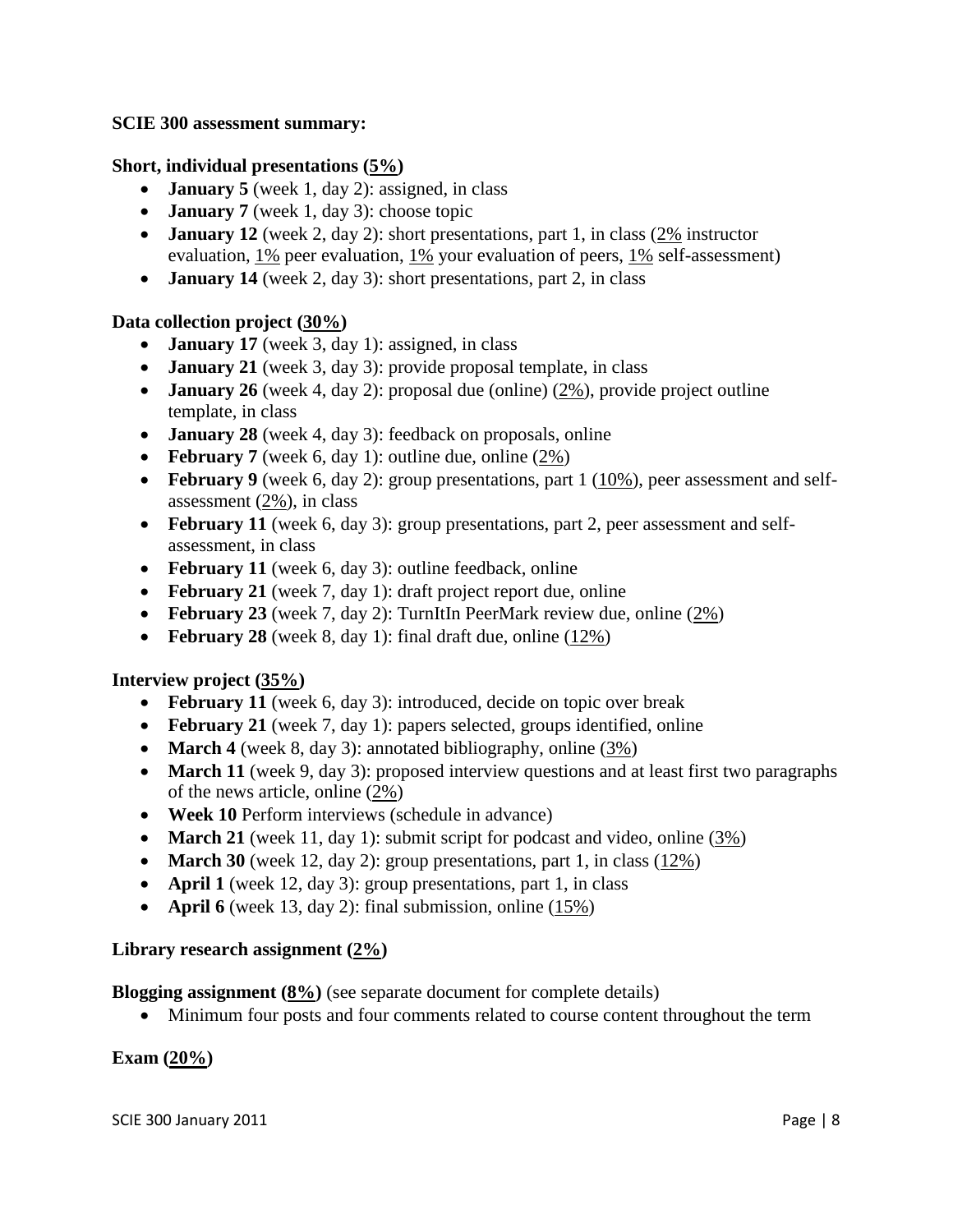**SCIE 300 assessment summary:**

**Short, individual presentations (5%)**

- **January 5** (week 1, day 2): assigned, in class
- **January 7** (week 1, day 3): choose topic
- **January 12** (week 2, day 2): short presentations, part 1, in class (2% instructor evaluation, 1% peer evaluation, 1% your evaluation of peers, 1% self-assessment)
- **January 14** (week 2, day 3): short presentations, part 2, in class

**Data collection project (30%)**

- **January 17** (week 3, day 1): assigned, in class
- **January 21** (week 3, day 3): provide proposal template, in class
- **January 26** (week 4, day 2): proposal due (online) (2%), provide project outline template, in class
- **January 28** (week 4, day 3): feedback on proposals, online
- **February 7** (week 6, day 1): outline due, online (2%)
- **February 9** (week 6, day 2): group presentations, part 1 (10%), peer assessment and self-assessment (2%), in class
- **February 11** (week 6, day 3): group presentations, part 2, peer assessment and self-assessment, in class
- **February 11** (week 6, day 3): outline feedback, online
- **February 21** (week 7, day 1): draft project report due, online
- **February 23** (week 7, day 2): TurnItIn PeerMark review due, online (2%)
- **February 28** (week 8, day 1): final draft due, online (12%)

**Interview project (35%)**

- **February 11** (week 6, day 3): introduced, decide on topic over break
- **February 21** (week 7, day 1): papers selected, groups identified, online
- **March 4** (week 8, day 3): annotated bibliography, online (3%)
- **March 11** (week 9, day 3): proposed interview questions and at least first two paragraphs of the news article, online (2%)
- **Week 10** Perform interviews (schedule in advance)
- **March 21** (week 11, day 1): submit script for podcast and video, online (3%)
- **March 30** (week 12, day 2): group presentations, part 1, in class (12%)
- **April 1** (week 12, day 3): group presentations, part 1, in class
- **April 6** (week 13, day 2): final submission, online (15%)

**Library research assignment (2%)**

**Blogging assignment (8%)** (see separate document for complete details)

- Minimum four posts and four comments related to course content throughout the term

**Exam (20%)**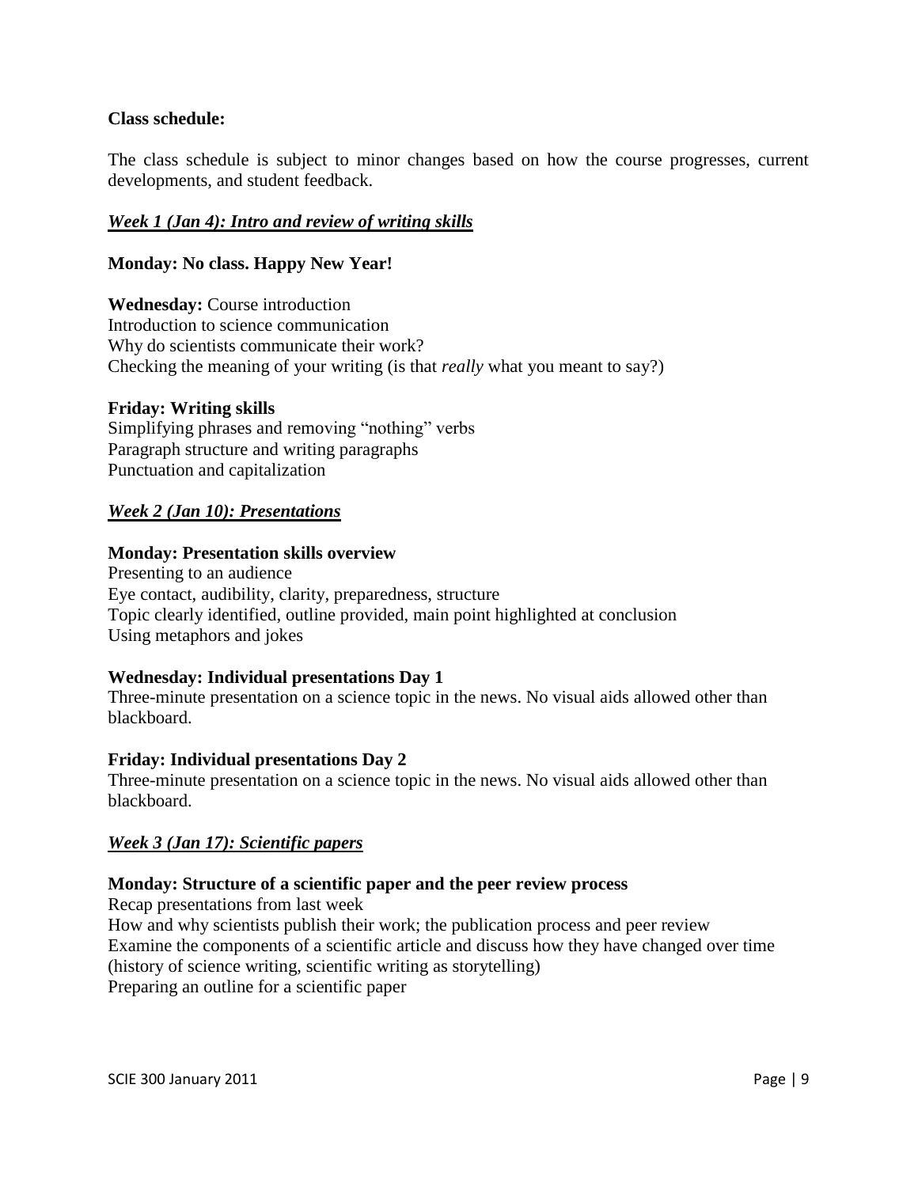**Class schedule:**

The class schedule is subject to minor changes based on how the course progresses, current developments, and student feedback.

### ***Week 1 (Jan 4): Intro and review of writing skills***

**Monday: No class. Happy New Year!**

**Wednesday:** Course introduction
Introduction to science communication
Why do scientists communicate their work?
Checking the meaning of your writing (is that *really* what you meant to say?)

**Friday: Writing skills**
Simplifying phrases and removing "nothing" verbs
Paragraph structure and writing paragraphs
Punctuation and capitalization

### ***Week 2 (Jan 10): Presentations***

**Monday: Presentation skills overview**
Presenting to an audience
Eye contact, audibility, clarity, preparedness, structure
Topic clearly identified, outline provided, main point highlighted at conclusion
Using metaphors and jokes

**Wednesday: Individual presentations Day 1**
Three-minute presentation on a science topic in the news. No visual aids allowed other than blackboard.

**Friday: Individual presentations Day 2**
Three-minute presentation on a science topic in the news. No visual aids allowed other than blackboard.

### ***Week 3 (Jan 17): Scientific papers***

**Monday: Structure of a scientific paper and the peer review process**
Recap presentations from last week
How and why scientists publish their work; the publication process and peer review
Examine the components of a scientific article and discuss how they have changed over time (history of science writing, scientific writing as storytelling)
Preparing an outline for a scientific paper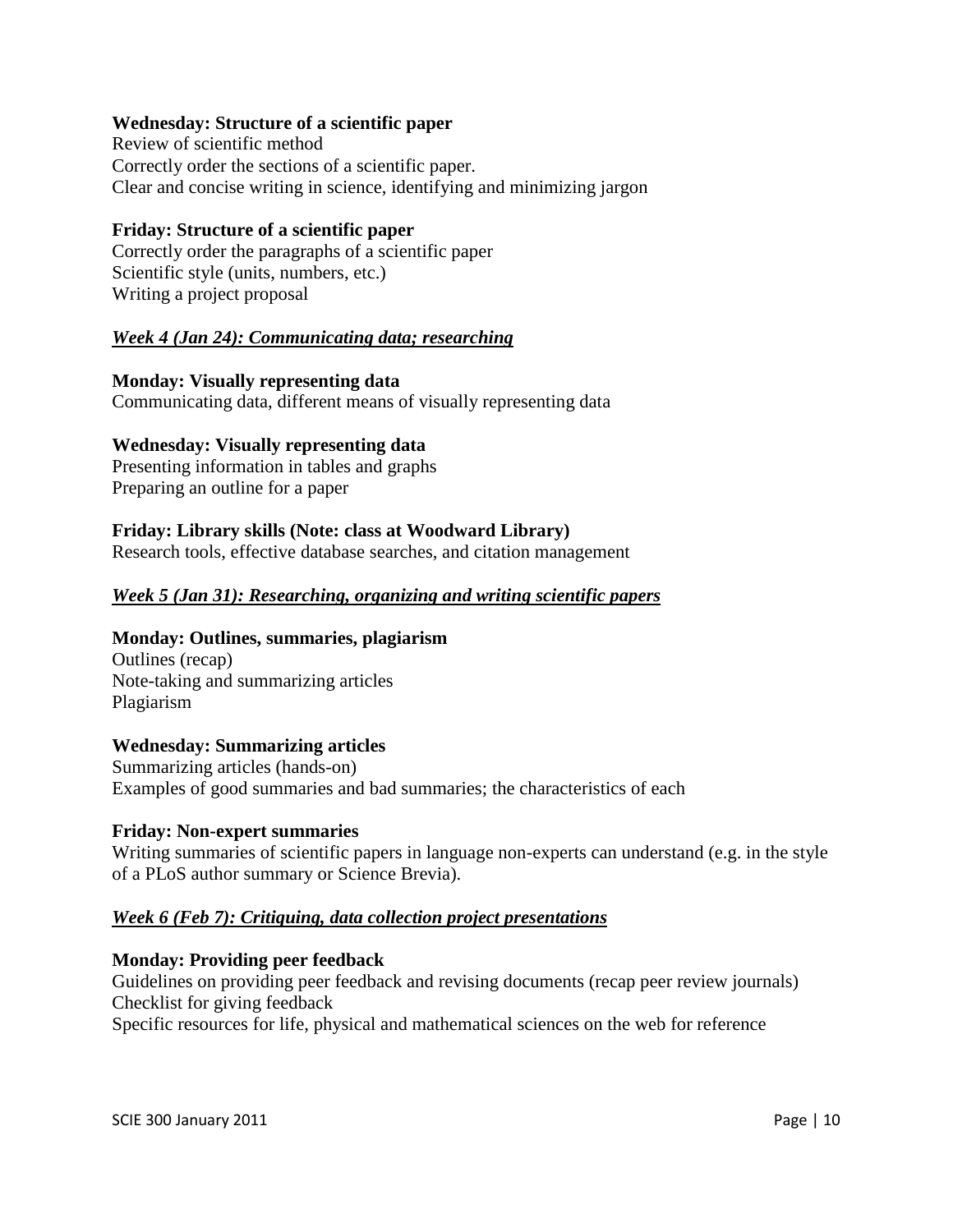**Wednesday: Structure of a scientific paper**
Review of scientific method
Correctly order the sections of a scientific paper.
Clear and concise writing in science, identifying and minimizing jargon

**Friday: Structure of a scientific paper**
Correctly order the paragraphs of a scientific paper
Scientific style (units, numbers, etc.)
Writing a project proposal

***Week 4 (Jan 24): Communicating data; researching***

**Monday: Visually representing data**
Communicating data, different means of visually representing data

**Wednesday: Visually representing data**
Presenting information in tables and graphs
Preparing an outline for a paper

**Friday: Library skills (Note: class at Woodward Library)**
Research tools, effective database searches, and citation management

***Week 5 (Jan 31): Researching, organizing and writing scientific papers***

**Monday: Outlines, summaries, plagiarism**
Outlines (recap)
Note-taking and summarizing articles
Plagiarism

**Wednesday: Summarizing articles**
Summarizing articles (hands-on)
Examples of good summaries and bad summaries; the characteristics of each

**Friday: Non-expert summaries**
Writing summaries of scientific papers in language non-experts can understand (e.g. in the style of a PLoS author summary or Science Brevia).

***Week 6 (Feb 7): Critiquing, data collection project presentations***

**Monday: Providing peer feedback**
Guidelines on providing peer feedback and revising documents (recap peer review journals)
Checklist for giving feedback
Specific resources for life, physical and mathematical sciences on the web for reference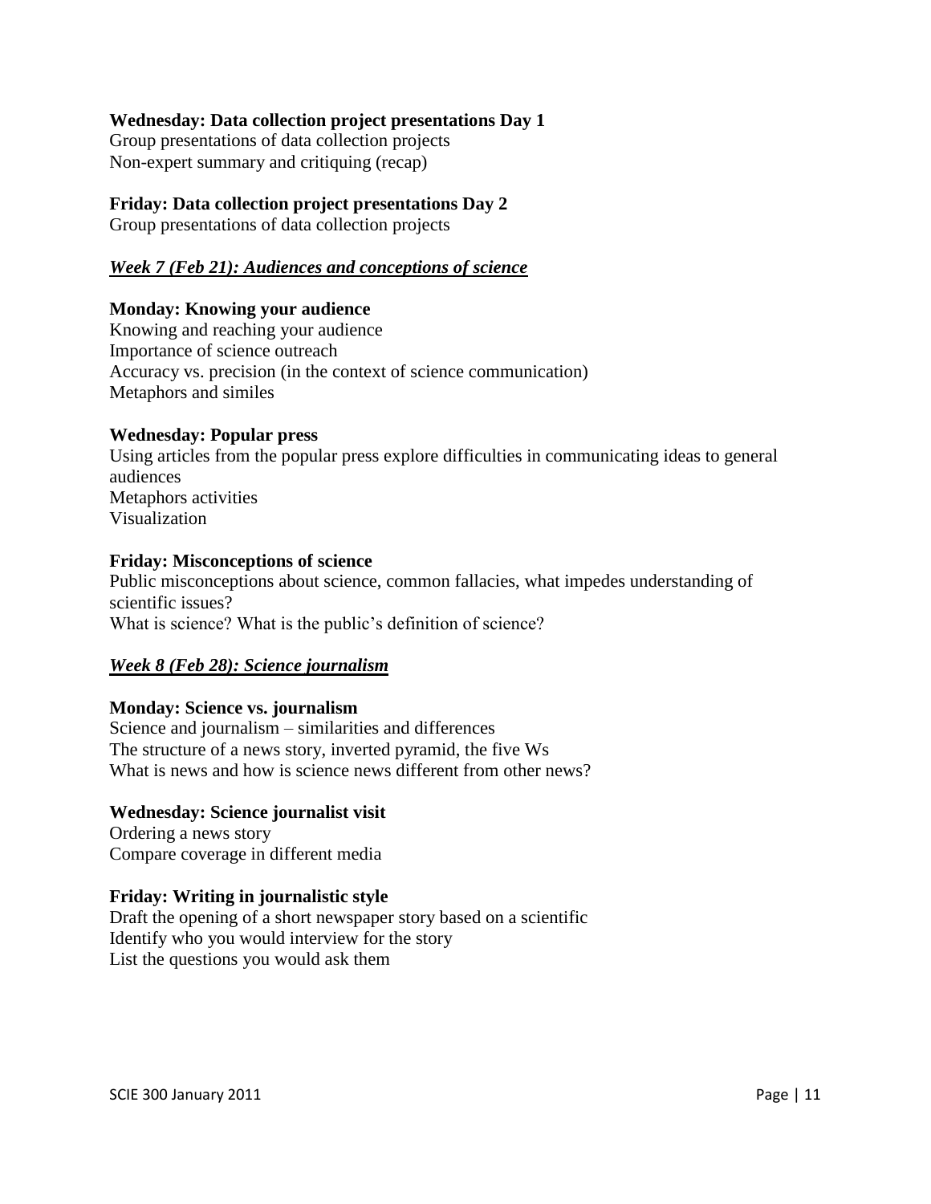**Wednesday: Data collection project presentations Day 1**

Group presentations of data collection projects
Non-expert summary and critiquing (recap)

**Friday: Data collection project presentations Day 2**

Group presentations of data collection projects

### ***Week 7 (Feb 21): Audiences and conceptions of science***

**Monday: Knowing your audience**

Knowing and reaching your audience
Importance of science outreach
Accuracy vs. precision (in the context of science communication)
Metaphors and similes

**Wednesday: Popular press**

Using articles from the popular press explore difficulties in communicating ideas to general audiences
Metaphors activities
Visualization

**Friday: Misconceptions of science**

Public misconceptions about science, common fallacies, what impedes understanding of scientific issues?
What is science? What is the public's definition of science?

### ***Week 8 (Feb 28): Science journalism***

**Monday: Science vs. journalism**

Science and journalism – similarities and differences
The structure of a news story, inverted pyramid, the five Ws
What is news and how is science news different from other news?

**Wednesday: Science journalist visit**

Ordering a news story
Compare coverage in different media

**Friday: Writing in journalistic style**

Draft the opening of a short newspaper story based on a scientific
Identify who you would interview for the story
List the questions you would ask them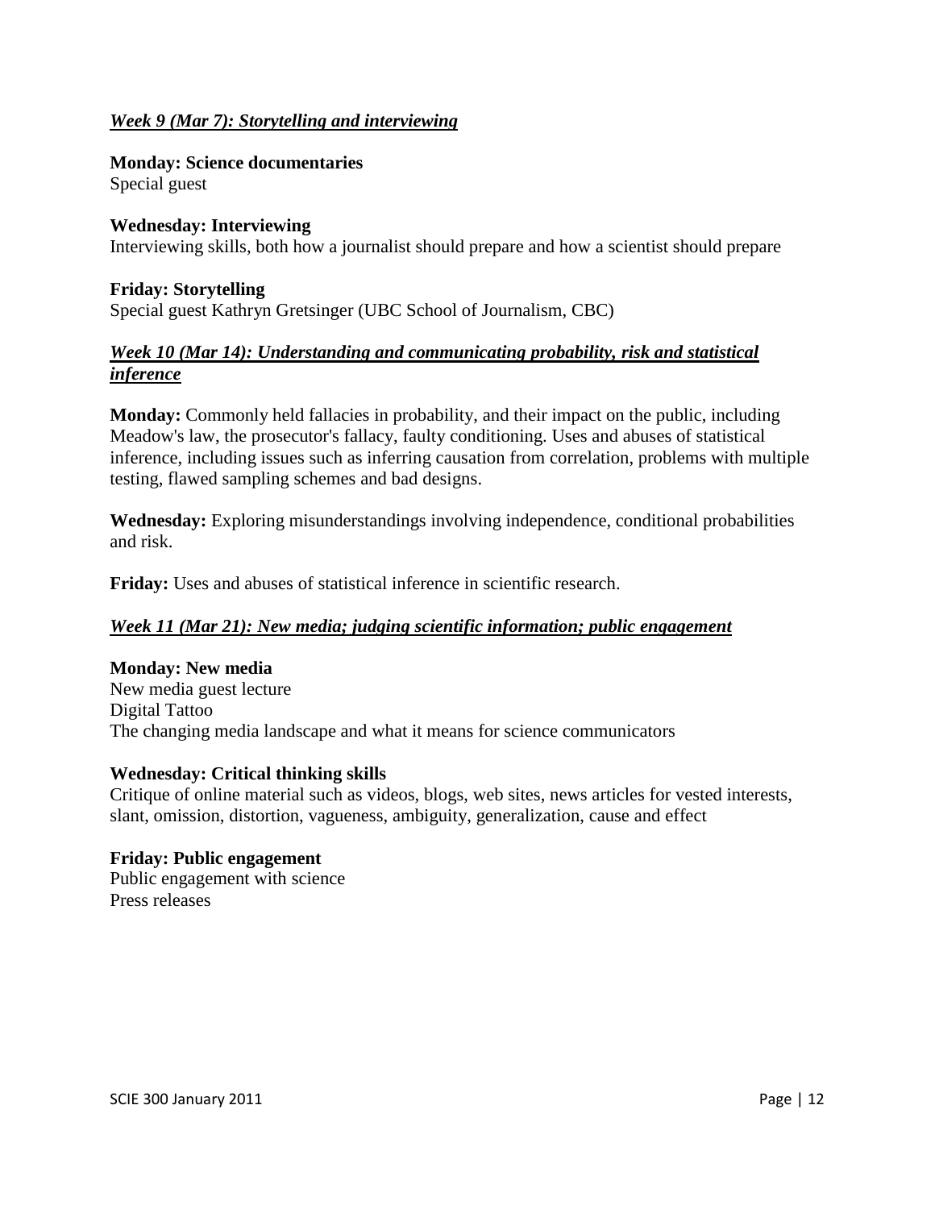### *Week 9 (Mar 7): Storytelling and interviewing*

**Monday: Science documentaries**
Special guest

**Wednesday: Interviewing**
Interviewing skills, both how a journalist should prepare and how a scientist should prepare

**Friday: Storytelling**
Special guest Kathryn Gretsinger (UBC School of Journalism, CBC)

### *Week 10 (Mar 14): Understanding and communicating probability, risk and statistical inference*

**Monday:** Commonly held fallacies in probability, and their impact on the public, including Meadow's law, the prosecutor's fallacy, faulty conditioning. Uses and abuses of statistical inference, including issues such as inferring causation from correlation, problems with multiple testing, flawed sampling schemes and bad designs.

**Wednesday:** Exploring misunderstandings involving independence, conditional probabilities and risk.

**Friday:** Uses and abuses of statistical inference in scientific research.

### *Week 11 (Mar 21): New media; judging scientific information; public engagement*

**Monday: New media**
New media guest lecture
Digital Tattoo
The changing media landscape and what it means for science communicators

**Wednesday: Critical thinking skills**
Critique of online material such as videos, blogs, web sites, news articles for vested interests, slant, omission, distortion, vagueness, ambiguity, generalization, cause and effect

**Friday: Public engagement**
Public engagement with science
Press releases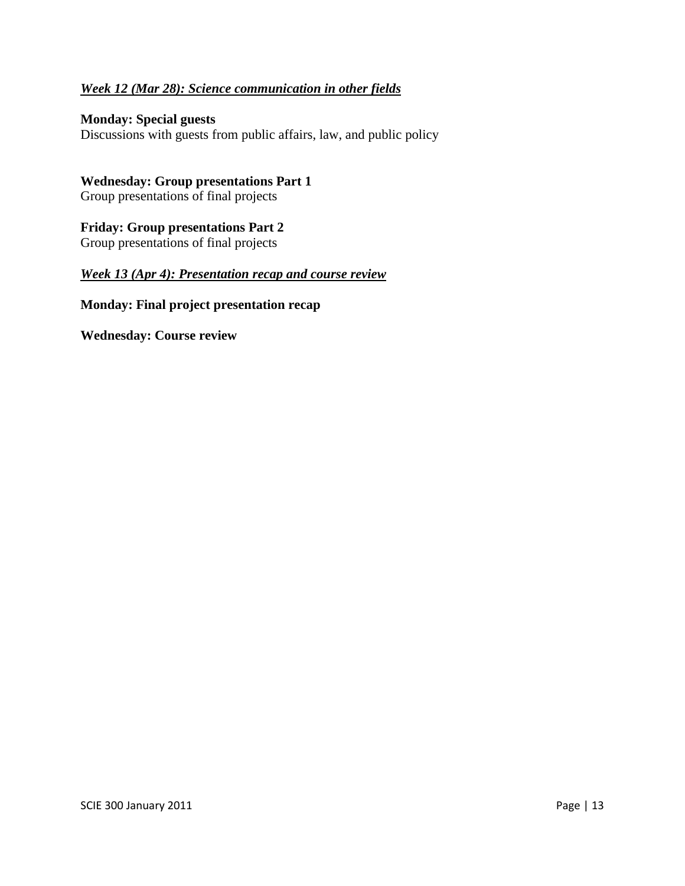***Week 12 (Mar 28): Science communication in other fields***

**Monday: Special guests**
Discussions with guests from public affairs, law, and public policy

**Wednesday: Group presentations Part 1**
Group presentations of final projects

**Friday: Group presentations Part 2**
Group presentations of final projects

***Week 13 (Apr 4): Presentation recap and course review***

**Monday: Final project presentation recap**

**Wednesday: Course review**